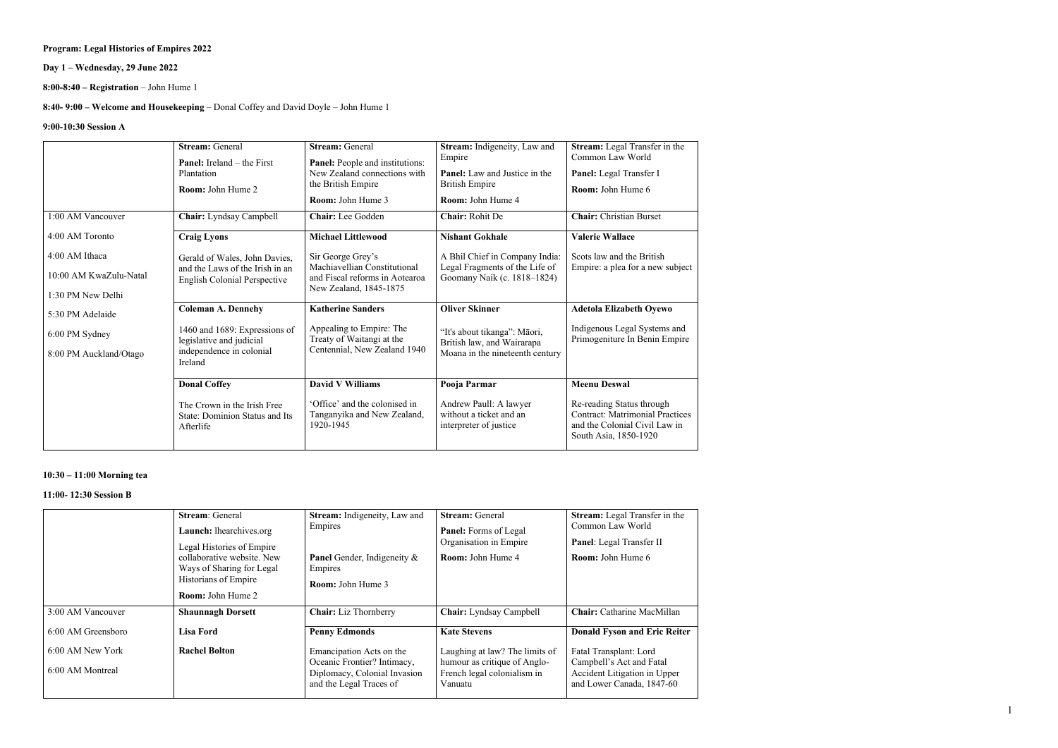**Program: Legal Histories of Empires 2022**

**Day 1 – Wednesday, 29 June 2022**

**8:00-8:40 – Registration** – John Hume 1

**8:40- 9:00 – Welcome and Housekeeping** – Donal Coffey and David Doyle – John Hume 1

**9:00-10:30 Session A**

| | **Stream:** General<br>**Panel:** Ireland – the First Plantation<br>**Room:** John Hume 2 | **Stream:** General<br>**Panel:** People and institutions: New Zealand connections with the British Empire<br>**Room:** John Hume 3 | **Stream:** Indigeneity, Law and Empire<br>**Panel:** Law and Justice in the British Empire<br>**Room:** John Hume 4 | **Stream:** Legal Transfer in the Common Law World<br>**Panel:** Legal Transfer I<br>**Room:** John Hume 6 |
|---|---|---|---|---|
| 1:00 AM Vancouver | **Chair:** Lyndsay Campbell | **Chair:** Lee Godden | **Chair:** Rohit De | **Chair:** Christian Burset |
| 4:00 AM Toronto<br>4:00 AM Ithaca<br>10:00 AM KwaZulu-Natal<br>1:30 PM New Delhi<br>5:30 PM Adelaide<br>6:00 PM Sydney<br>8:00 PM Auckland/Otago | **Craig Lyons**<br>Gerald of Wales, John Davies, and the Laws of the Irish in an English Colonial Perspective | **Michael Littlewood**<br>Sir George Grey's Machiavellian Constitutional and Fiscal reforms in Aotearoa New Zealand, 1845-1875 | **Nishant Gokhale**<br>A Bhil Chief in Company India: Legal Fragments of the Life of Goomany Naik (c. 1818–1824) | **Valerie Wallace**<br>Scots law and the British Empire: a plea for a new subject |
| | **Coleman A. Dennehy**<br>1460 and 1689: Expressions of legislative and judicial independence in colonial Ireland | **Katherine Sanders**<br>Appealing to Empire: The Treaty of Waitangi at the Centennial, New Zealand 1940 | **Oliver Skinner**<br>"It's about tikanga": Māori, British law, and Wairarapa Moana in the nineteenth century | **Adetola Elizabeth Oyewo**<br>Indigenous Legal Systems and Primogeniture In Benin Empire |
| | **Donal Coffey**<br>The Crown in the Irish Free State: Dominion Status and Its Afterlife | **David V Williams**<br>'Office' and the colonised in Tanganyika and New Zealand, 1920-1945 | **Pooja Parmar**<br>Andrew Paull: A lawyer without a ticket and an interpreter of justice | **Meenu Deswal**<br>Re-reading Status through Contract: Matrimonial Practices and the Colonial Civil Law in South Asia, 1850-1920 |

**10:30 – 11:00 Morning tea**

**11:00- 12:30 Session B**

| | **Stream**: General<br>**Launch:** lhearchives.org<br>Legal Histories of Empire collaborative website. New Ways of Sharing for Legal Historians of Empire<br>**Room:** John Hume 2 | **Stream:** Indigeneity, Law and Empires<br>**Panel** Gender, Indigeneity & Empires<br>**Room:** John Hume 3 | **Stream:** General<br>**Panel:** Forms of Legal Organisation in Empire<br>**Room:** John Hume 4 | **Stream:** Legal Transfer in the Common Law World<br>**Panel**: Legal Transfer II<br>**Room:** John Hume 6 |
|---|---|---|---|---|
| 3:00 AM Vancouver | **Shaunnagh Dorsett** | **Chair:** Liz Thornberry | **Chair:** Lyndsay Campbell | **Chair:** Catharine MacMillan |
| 6:00 AM Greensboro<br>6:00 AM New York<br>6:00 AM Montreal | **Lisa Ford**<br>**Rachel Bolton** | **Penny Edmonds**<br>Emancipation Acts on the Oceanic Frontier? Intimacy, Diplomacy, Colonial Invasion and the Legal Traces of | **Kate Stevens**<br>Laughing at law? The limits of humour as critique of Anglo-French legal colonialism in Vanuatu | **Donald Fyson and Eric Reiter**<br>Fatal Transplant: Lord Campbell's Act and Fatal Accident Litigation in Upper and Lower Canada, 1847-60 |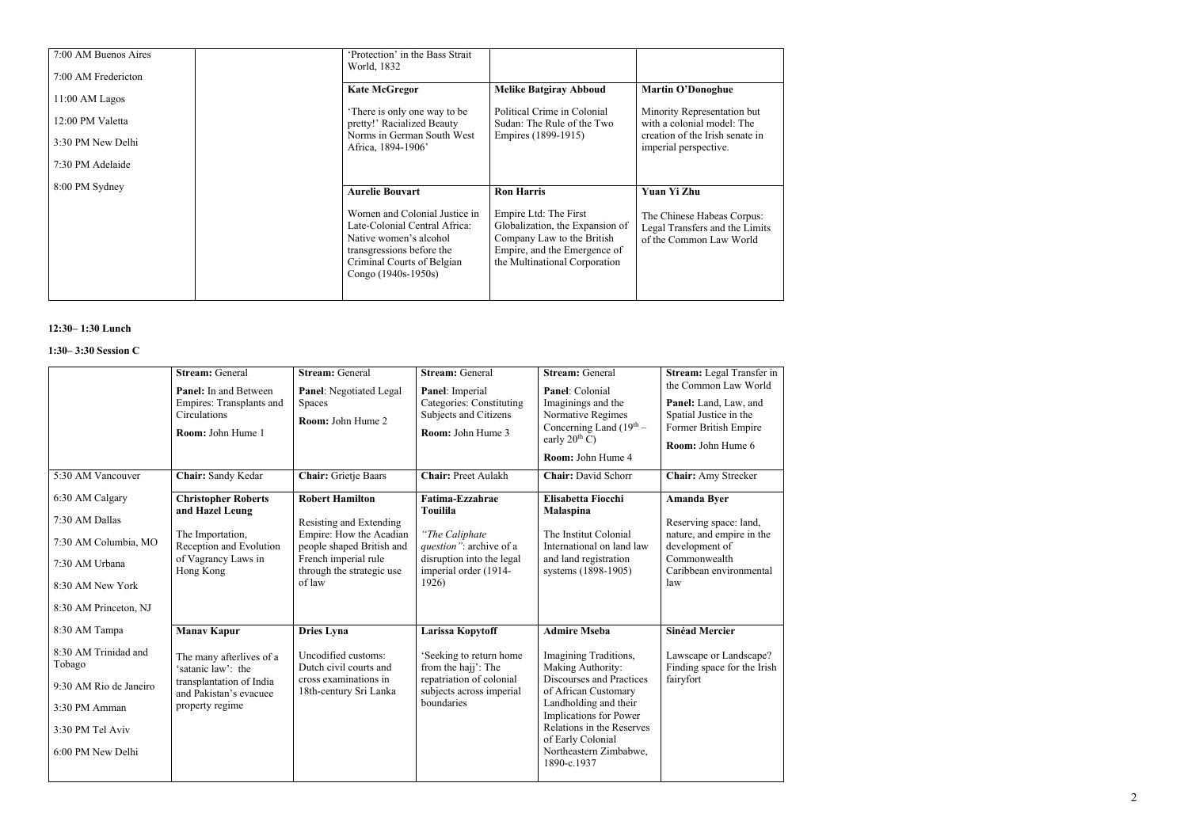| | | | | |
|---|---|---|---|---|
| 7:00 AM Buenos Aires<br><br>7:00 AM Fredericton<br><br>11:00 AM Lagos<br><br>12:00 PM Valetta<br><br>3:30 PM New Delhi<br><br>7:30 PM Adelaide<br><br>8:00 PM Sydney | | 'Protection' in the Bass Strait World, 1832 | | |
| | | **Kate McGregor**<br><br>'There is only one way to be pretty!' Racialized Beauty Norms in German South West Africa, 1894-1906' | **Melike Batgiray Abboud**<br><br>Political Crime in Colonial Sudan: The Rule of the Two Empires (1899-1915) | **Martin O'Donoghue**<br><br>Minority Representation but with a colonial model: The creation of the Irish senate in imperial perspective. |
| | | **Aurelie Bouvart**<br><br>Women and Colonial Justice in Late-Colonial Central Africa: Native women's alcohol transgressions before the Criminal Courts of Belgian Congo (1940s-1950s) | **Ron Harris**<br><br>Empire Ltd: The First Globalization, the Expansion of Company Law to the British Empire, and the Emergence of the Multinational Corporation | **Yuan Yi Zhu**<br><br>The Chinese Habeas Corpus: Legal Transfers and the Limits of the Common Law World |

**12:30– 1:30 Lunch**

**1:30– 3:30 Session C**

| | **Stream:** General<br><br>**Panel:** In and Between Empires: Transplants and Circulations<br><br>**Room:** John Hume 1 | **Stream:** General<br><br>**Panel**: Negotiated Legal Spaces<br><br>**Room:** John Hume 2 | **Stream:** General<br><br>**Panel**: Imperial Categories: Constituting Subjects and Citizens<br><br>**Room:** John Hume 3 | **Stream:** General<br><br>**Panel**: Colonial Imaginings and the Normative Regimes Concerning Land (19th – early 20th C)<br><br>**Room:** John Hume 4 | **Stream:** Legal Transfer in the Common Law World<br><br>**Panel:** Land, Law, and Spatial Justice in the Former British Empire<br><br>**Room:** John Hume 6 |
|---|---|---|---|---|---|
| 5:30 AM Vancouver | **Chair:** Sandy Kedar | **Chair:** Grietje Baars | **Chair:** Preet Aulakh | **Chair:** David Schorr | **Chair:** Amy Strecker |
| 6:30 AM Calgary<br><br>7:30 AM Dallas<br><br>7:30 AM Columbia, MO<br><br>7:30 AM Urbana<br><br>8:30 AM New York<br><br>8:30 AM Princeton, NJ | **Christopher Roberts and Hazel Leung**<br><br>The Importation, Reception and Evolution of Vagrancy Laws in Hong Kong | **Robert Hamilton**<br><br>Resisting and Extending Empire: How the Acadian people shaped British and French imperial rule through the strategic use of law | **Fatima-Ezzahrae Touilila**<br><br>*"The Caliphate question"*: archive of a disruption into the legal imperial order (1914-1926) | **Elisabetta Fiocchi Malaspina**<br><br>The Institut Colonial International on land law and land registration systems (1898-1905) | **Amanda Byer**<br><br>Reserving space: land, nature, and empire in the development of Commonwealth Caribbean environmental law |
| 8:30 AM Tampa<br><br>8:30 AM Trinidad and Tobago<br><br>9:30 AM Rio de Janeiro<br><br>3:30 PM Amman<br><br>3:30 PM Tel Aviv<br><br>6:00 PM New Delhi | **Manav Kapur**<br><br>The many afterlives of a 'satanic law': the transplantation of India and Pakistan's evacuee property regime | **Dries Lyna**<br><br>Uncodified customs: Dutch civil courts and cross examinations in 18th-century Sri Lanka | **Larissa Kopytoff**<br><br>'Seeking to return home from the hajj': The repatriation of colonial subjects across imperial boundaries | **Admire Mseba**<br><br>Imagining Traditions, Making Authority: Discourses and Practices of African Customary Landholding and their Implications for Power Relations in the Reserves of Early Colonial Northeastern Zimbabwe, 1890-c.1937 | **Sinéad Mercier**<br><br>Lawscape or Landscape? Finding space for the Irish fairyfort |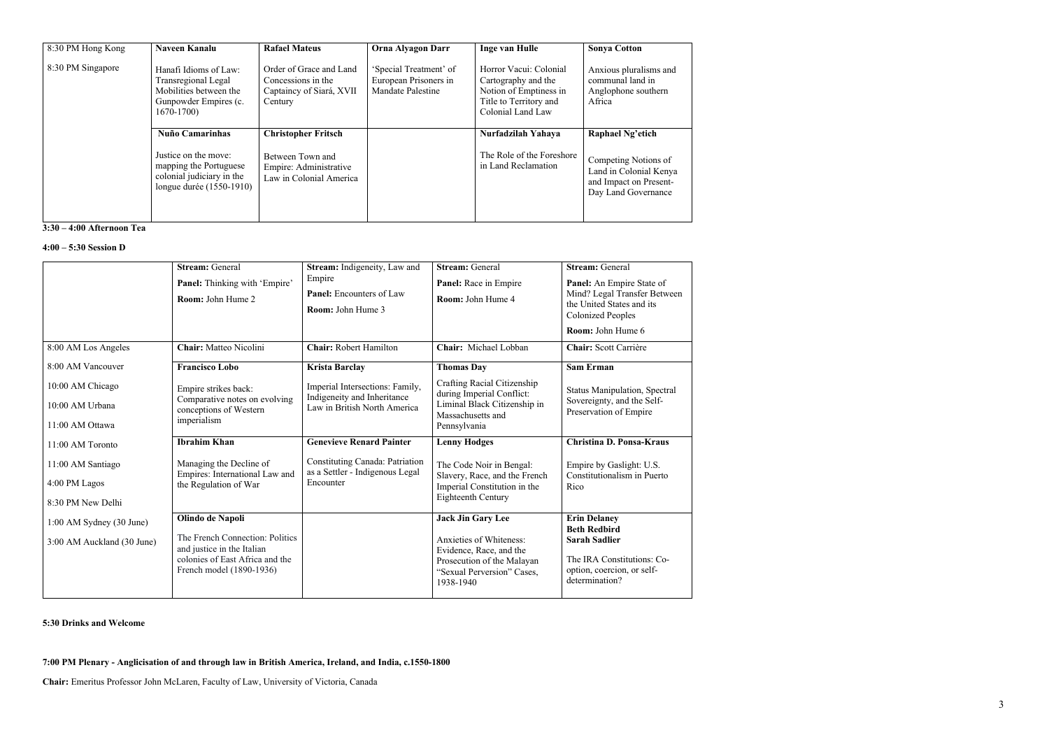| | | | | | |
|---|---|---|---|---|---|
| 8:30 PM Hong Kong<br><br>8:30 PM Singapore | **Naveen Kanalu**<br><br>Hanafi Idioms of Law: Transregional Legal Mobilities between the Gunpowder Empires (c. 1670-1700) | **Rafael Mateus**<br><br>Order of Grace and Land Concessions in the Captaincy of Siará, XVII Century | **Orna Alyagon Darr**<br><br>'Special Treatment' of European Prisoners in Mandate Palestine | **Inge van Hulle**<br><br>Horror Vacui: Colonial Cartography and the Notion of Emptiness in Title to Territory and Colonial Land Law | **Sonya Cotton**<br><br>Anxious pluralisms and communal land in Anglophone southern Africa |
| | **Nuño Camarinhas**<br><br>Justice on the move: mapping the Portuguese colonial judiciary in the longue durée (1550-1910) | **Christopher Fritsch**<br><br>Between Town and Empire: Administrative Law in Colonial America | | **Nurfadzilah Yahaya**<br><br>The Role of the Foreshore in Land Reclamation | **Raphael Ng'etich**<br><br>Competing Notions of Land in Colonial Kenya and Impact on Present-Day Land Governance |

**3:30 – 4:00 Afternoon Tea**

**4:00 – 5:30 Session D**

| | **Stream:** General<br>**Panel:** Thinking with 'Empire'<br>**Room:** John Hume 2 | **Stream:** Indigeneity, Law and Empire<br>**Panel:** Encounters of Law<br>**Room:** John Hume 3 | **Stream:** General<br>**Panel:** Race in Empire<br>**Room:** John Hume 4 | **Stream:** General<br>**Panel:** An Empire State of Mind? Legal Transfer Between the United States and its Colonized Peoples<br>**Room:** John Hume 6 |
|---|---|---|---|---|
| 8:00 AM Los Angeles | **Chair:** Matteo Nicolini | **Chair:** Robert Hamilton | **Chair:** Michael Lobban | **Chair:** Scott Carrière |
| 8:00 AM Vancouver<br><br>10:00 AM Chicago<br><br>10:00 AM Urbana<br><br>11:00 AM Ottawa | **Francisco Lobo**<br><br>Empire strikes back: Comparative notes on evolving conceptions of Western imperialism | **Krista Barclay**<br><br>Imperial Intersections: Family, Indigeneity and Inheritance Law in British North America | **Thomas Day**<br><br>Crafting Racial Citizenship during Imperial Conflict: Liminal Black Citizenship in Massachusetts and Pennsylvania | **Sam Erman**<br><br>Status Manipulation, Spectral Sovereignty, and the Self-Preservation of Empire |
| 11:00 AM Toronto<br><br>11:00 AM Santiago<br><br>4:00 PM Lagos<br><br>8:30 PM New Delhi | **Ibrahim Khan**<br><br>Managing the Decline of Empires: International Law and the Regulation of War | **Genevieve Renard Painter**<br><br>Constituting Canada: Patriation as a Settler - Indigenous Legal Encounter | **Lenny Hodges**<br><br>The Code Noir in Bengal: Slavery, Race, and the French Imperial Constitution in the Eighteenth Century | **Christina D. Ponsa-Kraus**<br><br>Empire by Gaslight: U.S. Constitutionalism in Puerto Rico |
| 1:00 AM Sydney (30 June)<br><br>3:00 AM Auckland (30 June) | **Olindo de Napoli**<br><br>The French Connection: Politics and justice in the Italian colonies of East Africa and the French model (1890-1936) | | **Jack Jin Gary Lee**<br><br>Anxieties of Whiteness: Evidence, Race, and the Prosecution of the Malayan "Sexual Perversion" Cases, 1938-1940 | **Erin Delaney**<br>**Beth Redbird**<br>**Sarah Sadlier**<br><br>The IRA Constitutions: Co-option, coercion, or self-determination? |

**5:30 Drinks and Welcome**

**7:00 PM Plenary - Anglicisation of and through law in British America, Ireland, and India, c.1550-1800**

**Chair:** Emeritus Professor John McLaren, Faculty of Law, University of Victoria, Canada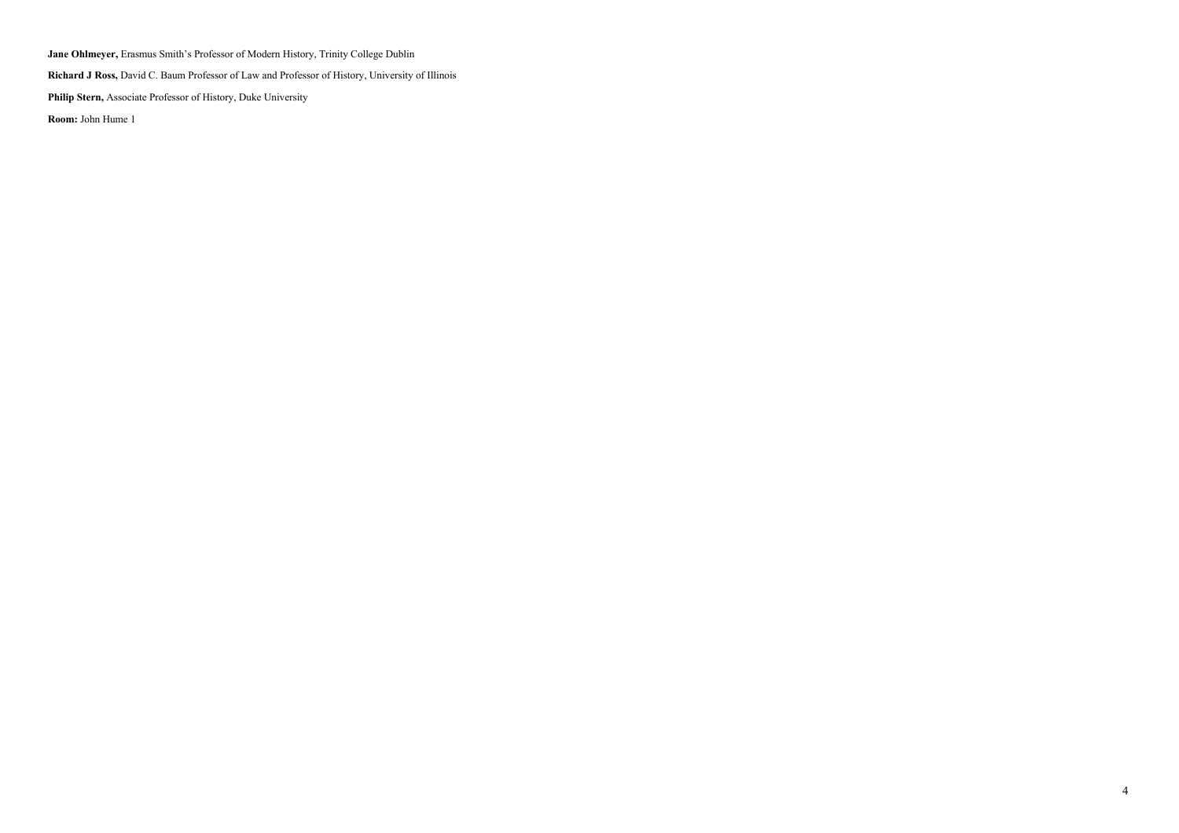**Jane Ohlmeyer,** Erasmus Smith's Professor of Modern History, Trinity College Dublin

**Richard J Ross,** David C. Baum Professor of Law and Professor of History, University of Illinois

**Philip Stern,** Associate Professor of History, Duke University

**Room:** John Hume 1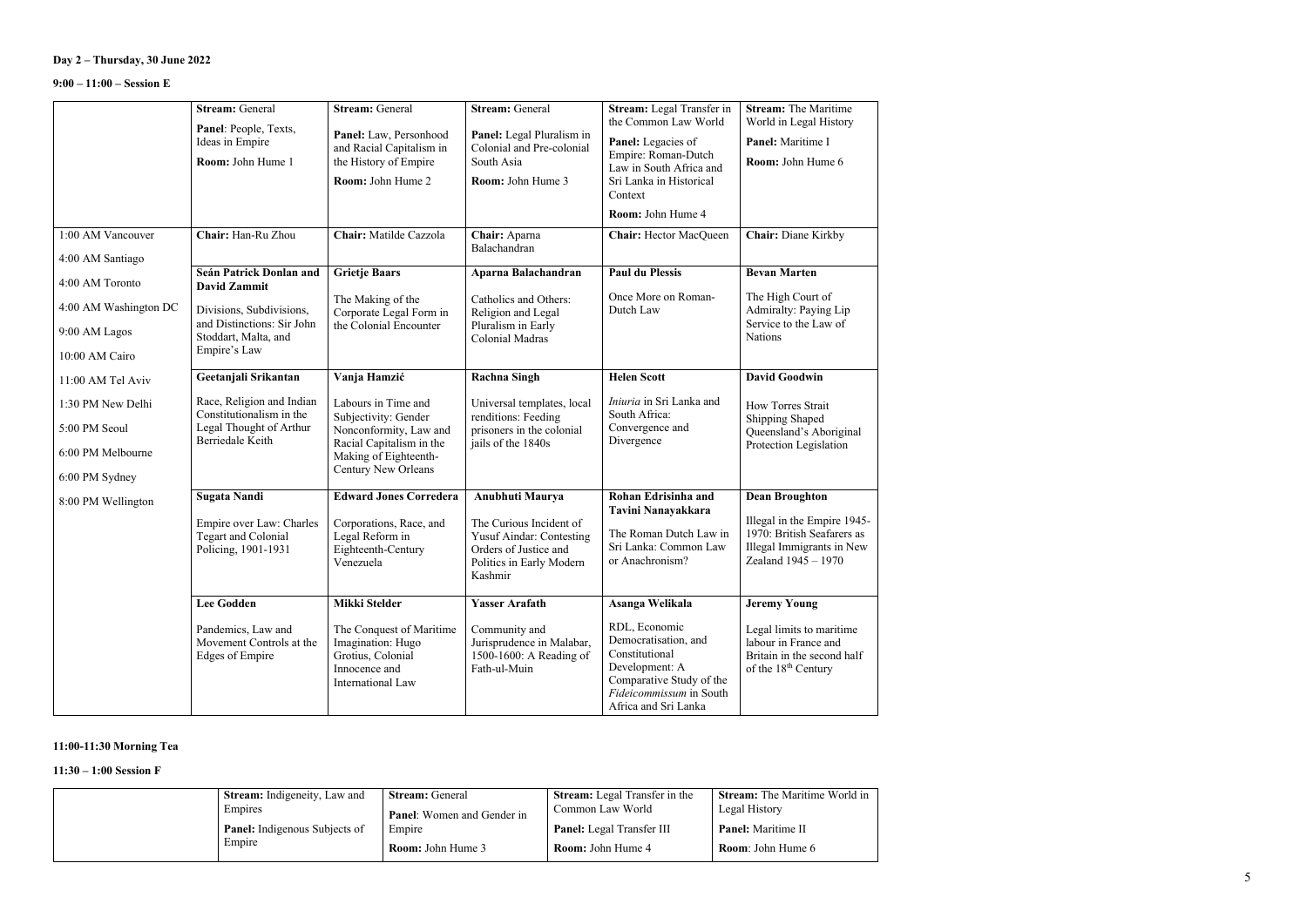**Day 2 – Thursday, 30 June 2022**

**9:00 – 11:00 – Session E**

| | **Stream:** General<br>**Panel**: People, Texts, Ideas in Empire<br>**Room:** John Hume 1 | **Stream:** General<br>**Panel:** Law, Personhood and Racial Capitalism in the History of Empire<br>**Room:** John Hume 2 | **Stream:** General<br>**Panel:** Legal Pluralism in Colonial and Pre-colonial South Asia<br>**Room:** John Hume 3 | **Stream:** Legal Transfer in the Common Law World<br>**Panel:** Legacies of Empire: Roman-Dutch Law in South Africa and Sri Lanka in Historical Context<br>**Room:** John Hume 4 | **Stream:** The Maritime World in Legal History<br>**Panel:** Maritime I<br>**Room:** John Hume 6 |
|---|---|---|---|---|---|
| 1:00 AM Vancouver<br>4:00 AM Santiago<br>4:00 AM Toronto<br>4:00 AM Washington DC<br>9:00 AM Lagos<br>10:00 AM Cairo<br>11:00 AM Tel Aviv<br>1:30 PM New Delhi<br>5:00 PM Seoul<br>6:00 PM Melbourne<br>6:00 PM Sydney<br>8:00 PM Wellington | **Chair:** Han-Ru Zhou | **Chair:** Matilde Cazzola | **Chair:** Aparna Balachandran | **Chair:** Hector MacQueen | **Chair:** Diane Kirkby |
| | **Seán Patrick Donlan and David Zammit**<br>Divisions, Subdivisions, and Distinctions: Sir John Stoddart, Malta, and Empire's Law | **Grietje Baars**<br>The Making of the Corporate Legal Form in the Colonial Encounter | **Aparna Balachandran**<br>Catholics and Others: Religion and Legal Pluralism in Early Colonial Madras | **Paul du Plessis**<br>Once More on Roman-Dutch Law | **Bevan Marten**<br>The High Court of Admiralty: Paying Lip Service to the Law of Nations |
| | **Geetanjali Srikantan**<br>Race, Religion and Indian Constitutionalism in the Legal Thought of Arthur Berriedale Keith | **Vanja Hamzić**<br>Labours in Time and Subjectivity: Gender Nonconformity, Law and Racial Capitalism in the Making of Eighteenth-Century New Orleans | **Rachna Singh**<br>Universal templates, local renditions: Feeding prisoners in the colonial jails of the 1840s | **Helen Scott**<br>*Iniuria* in Sri Lanka and South Africa: Convergence and Divergence | **David Goodwin**<br>How Torres Strait Shipping Shaped Queensland's Aboriginal Protection Legislation |
| | **Sugata Nandi**<br>Empire over Law: Charles Tegart and Colonial Policing, 1901-1931 | **Edward Jones Corredera**<br>Corporations, Race, and Legal Reform in Eighteenth-Century Venezuela | **Anubhuti Maurya**<br>The Curious Incident of Yusuf Aindar: Contesting Orders of Justice and Politics in Early Modern Kashmir | **Rohan Edrisinha and Tavini Nanayakkara**<br>The Roman Dutch Law in Sri Lanka: Common Law or Anachronism? | **Dean Broughton**<br>Illegal in the Empire 1945-1970: British Seafarers as Illegal Immigrants in New Zealand 1945 – 1970 |
| | **Lee Godden**<br>Pandemics, Law and Movement Controls at the Edges of Empire | **Mikki Stelder**<br>The Conquest of Maritime Imagination: Hugo Grotius, Colonial Innocence and International Law | **Yasser Arafath**<br>Community and Jurisprudence in Malabar, 1500-1600: A Reading of Fath-ul-Muin | **Asanga Welikala**<br>RDL, Economic Democratisation, and Constitutional Development: A Comparative Study of the *Fideicommissum* in South Africa and Sri Lanka | **Jeremy Young**<br>Legal limits to maritime labour in France and Britain in the second half of the 18th Century |

**11:00-11:30 Morning Tea**

**11:30 – 1:00 Session F**

| | **Stream:** Indigeneity, Law and Empires<br>**Panel:** Indigenous Subjects of Empire | **Stream:** General<br>**Panel**: Women and Gender in Empire<br>**Room:** John Hume 3 | **Stream:** Legal Transfer in the Common Law World<br>**Panel:** Legal Transfer III<br>**Room:** John Hume 4 | **Stream:** The Maritime World in Legal History<br>**Panel:** Maritime II<br>**Room**: John Hume 6 |
|---|---|---|---|---|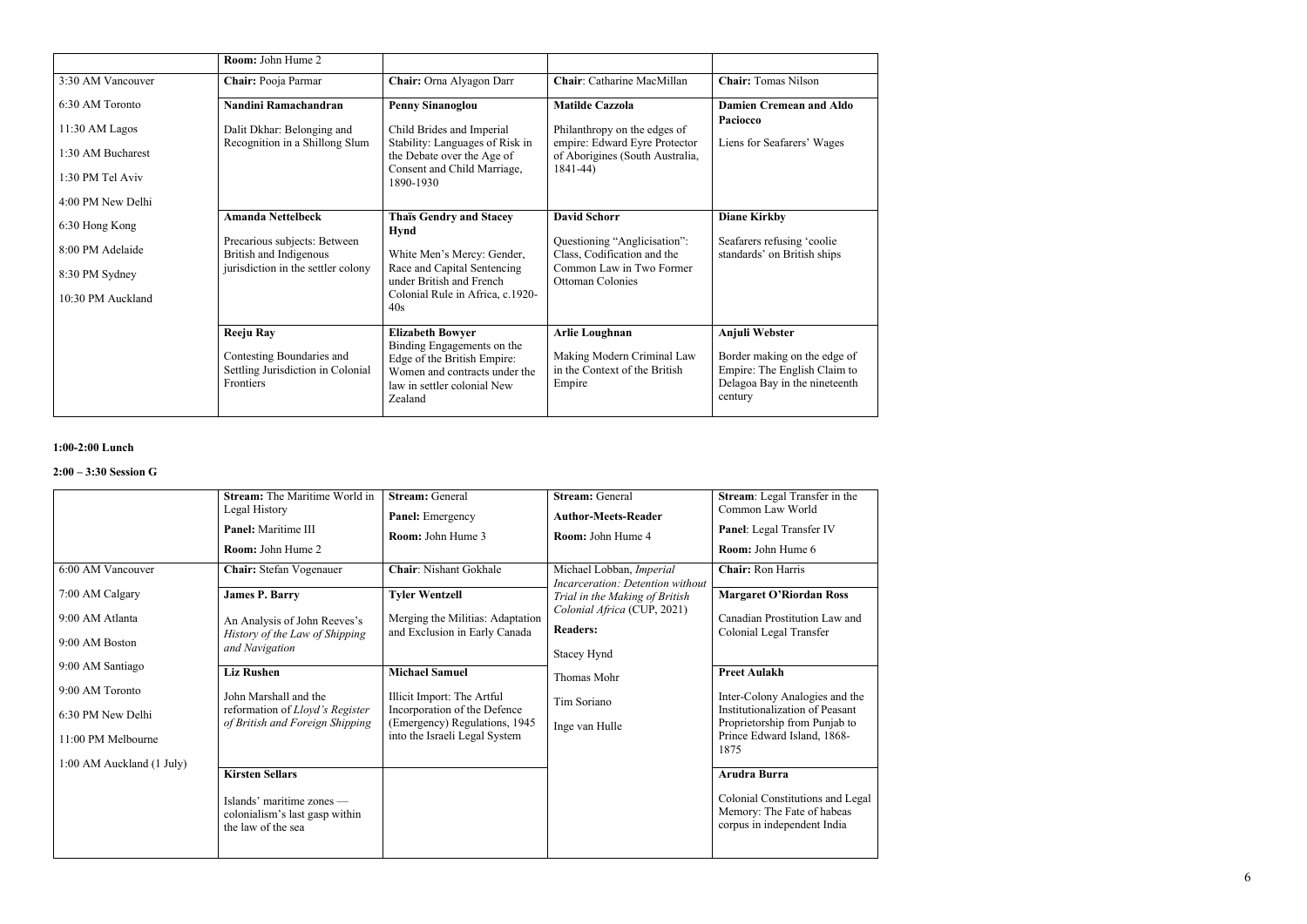| | Room: John Hume 2 | | | |
|---|---|---|---|---|
| 3:30 AM Vancouver | **Chair:** Pooja Parmar | **Chair:** Orna Alyagon Darr | **Chair**: Catharine MacMillan | **Chair:** Tomas Nilson |
| 6:30 AM Toronto<br><br>11:30 AM Lagos<br><br>1:30 AM Bucharest<br><br>1:30 PM Tel Aviv<br><br>4:00 PM New Delhi<br><br>6:30 Hong Kong<br><br>8:00 PM Adelaide<br><br>8:30 PM Sydney<br><br>10:30 PM Auckland | **Nandini Ramachandran**<br><br>Dalit Dkhar: Belonging and Recognition in a Shillong Slum | **Penny Sinanoglou**<br><br>Child Brides and Imperial Stability: Languages of Risk in the Debate over the Age of Consent and Child Marriage, 1890-1930 | **Matilde Cazzola**<br><br>Philanthropy on the edges of empire: Edward Eyre Protector of Aborigines (South Australia, 1841-44) | **Damien Cremean and Aldo Paciocco**<br><br>Liens for Seafarers' Wages |
| | **Amanda Nettelbeck**<br><br>Precarious subjects: Between British and Indigenous jurisdiction in the settler colony | **Thaïs Gendry and Stacey Hynd**<br><br>White Men's Mercy: Gender, Race and Capital Sentencing under British and French Colonial Rule in Africa, c.1920-40s | **David Schorr**<br><br>Questioning "Anglicisation": Class, Codification and the Common Law in Two Former Ottoman Colonies | **Diane Kirkby**<br><br>Seafarers refusing 'coolie standards' on British ships |
| | **Reeju Ray**<br><br>Contesting Boundaries and Settling Jurisdiction in Colonial Frontiers | **Elizabeth Bowyer**<br>Binding Engagements on the Edge of the British Empire: Women and contracts under the law in settler colonial New Zealand | **Arlie Loughnan**<br><br>Making Modern Criminal Law in the Context of the British Empire | **Anjuli Webster**<br><br>Border making on the edge of Empire: The English Claim to Delagoa Bay in the nineteenth century |

**1:00-2:00 Lunch**

**2:00 – 3:30 Session G**

| | **Stream:** The Maritime World in Legal History<br>**Panel:** Maritime III<br>**Room:** John Hume 2 | **Stream:** General<br>**Panel:** Emergency<br>**Room:** John Hume 3 | **Stream:** General<br>**Author-Meets-Reader**<br>**Room:** John Hume 4 | **Stream**: Legal Transfer in the Common Law World<br>**Panel**: Legal Transfer IV<br>**Room:** John Hume 6 |
|---|---|---|---|---|
| 6:00 AM Vancouver | **Chair:** Stefan Vogenauer | **Chair**: Nishant Gokhale | Michael Lobban, *Imperial Incarceration: Detention without Trial in the Making of British Colonial Africa* (CUP, 2021)<br><br>**Readers:**<br><br>Stacey Hynd<br><br>Thomas Mohr<br><br>Tim Soriano<br><br>Inge van Hulle | **Chair:** Ron Harris |
| 7:00 AM Calgary<br><br>9:00 AM Atlanta<br><br>9:00 AM Boston<br><br>9:00 AM Santiago<br><br>9:00 AM Toronto<br><br>6:30 PM New Delhi<br><br>11:00 PM Melbourne<br><br>1:00 AM Auckland (1 July) | **James P. Barry**<br><br>An Analysis of John Reeves's *History of the Law of Shipping and Navigation* | **Tyler Wentzell**<br><br>Merging the Militias: Adaptation and Exclusion in Early Canada | | **Margaret O'Riordan Ross**<br><br>Canadian Prostitution Law and Colonial Legal Transfer |
| | **Liz Rushen**<br><br>John Marshall and the reformation of *Lloyd's Register of British and Foreign Shipping* | **Michael Samuel**<br><br>Illicit Import: The Artful Incorporation of the Defence (Emergency) Regulations, 1945 into the Israeli Legal System | | **Preet Aulakh**<br><br>Inter-Colony Analogies and the Institutionalization of Peasant Proprietorship from Punjab to Prince Edward Island, 1868-1875 |
| | **Kirsten Sellars**<br><br>Islands' maritime zones — colonialism's last gasp within the law of the sea | | | **Arudra Burra**<br><br>Colonial Constitutions and Legal Memory: The Fate of habeas corpus in independent India |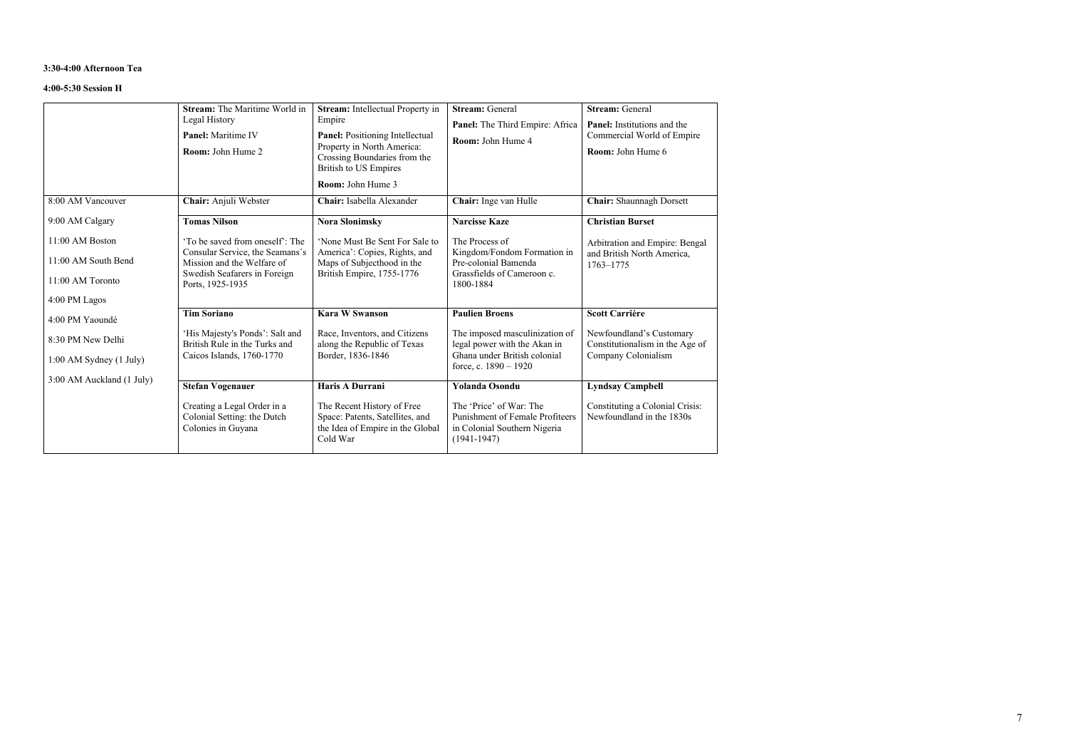**3:30-4:00 Afternoon Tea**

**4:00-5:30 Session H**

| | **Stream:** The Maritime World in Legal History<br>**Panel:** Maritime IV<br>**Room:** John Hume 2 | **Stream:** Intellectual Property in Empire<br>**Panel:** Positioning Intellectual Property in North America: Crossing Boundaries from the British to US Empires<br>**Room:** John Hume 3 | **Stream:** General<br>**Panel:** The Third Empire: Africa<br>**Room:** John Hume 4 | **Stream:** General<br>**Panel:** Institutions and the Commercial World of Empire<br>**Room:** John Hume 6 |
|---|---|---|---|---|
| 8:00 AM Vancouver<br>9:00 AM Calgary<br>11:00 AM Boston<br>11:00 AM South Bend<br>11:00 AM Toronto<br>4:00 PM Lagos<br>4:00 PM Yaoundé<br>8:30 PM New Delhi<br>1:00 AM Sydney (1 July)<br>3:00 AM Auckland (1 July) | **Chair:** Anjuli Webster | **Chair:** Isabella Alexander | **Chair:** Inge van Hulle | **Chair:** Shaunnagh Dorsett |
| | **Tomas Nilson**<br>'To be saved from oneself': The Consular Service, the Seamans´s Mission and the Welfare of Swedish Seafarers in Foreign Ports, 1925-1935 | **Nora Slonimsky**<br>'None Must Be Sent For Sale to America': Copies, Rights, and Maps of Subjecthood in the British Empire, 1755-1776 | **Narcisse Kaze**<br>The Process of Kingdom/Fondom Formation in Pre-colonial Bamenda Grassfields of Cameroon c. 1800-1884 | **Christian Burset**<br>Arbitration and Empire: Bengal and British North America, 1763–1775 |
| | **Tim Soriano**<br>'His Majesty's Ponds': Salt and British Rule in the Turks and Caicos Islands, 1760-1770 | **Kara W Swanson**<br>Race, Inventors, and Citizens along the Republic of Texas Border, 1836-1846 | **Paulien Broens**<br>The imposed masculinization of legal power with the Akan in Ghana under British colonial force, c. 1890 – 1920 | **Scott Carrière**<br>Newfoundland's Customary Constitutionalism in the Age of Company Colonialism |
| | **Stefan Vogenauer**<br>Creating a Legal Order in a Colonial Setting: the Dutch Colonies in Guyana | **Haris A Durrani**<br>The Recent History of Free Space: Patents, Satellites, and the Idea of Empire in the Global Cold War | **Yolanda Osondu**<br>The 'Price' of War: The Punishment of Female Profiteers in Colonial Southern Nigeria (1941-1947) | **Lyndsay Campbell**<br>Constituting a Colonial Crisis: Newfoundland in the 1830s |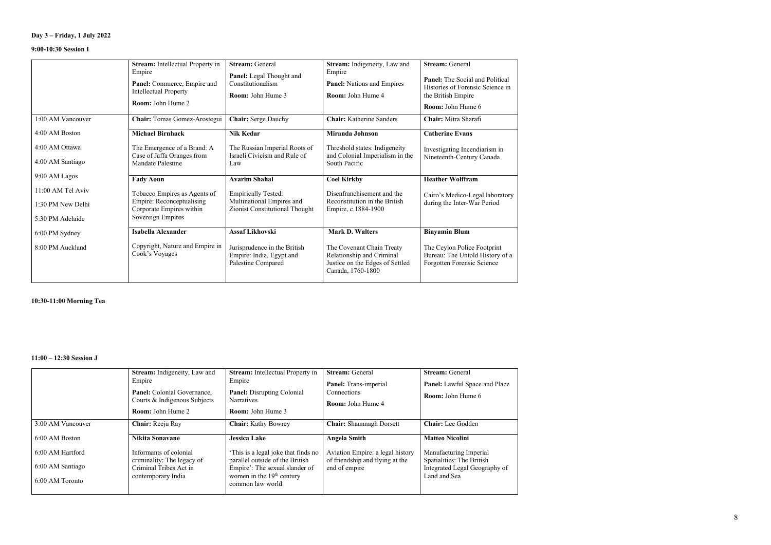**Day 3 – Friday, 1 July 2022**

**9:00-10:30 Session I**

| | **Stream:** Intellectual Property in Empire<br>**Panel:** Commerce, Empire and Intellectual Property<br>**Room:** John Hume 2 | **Stream:** General<br>**Panel:** Legal Thought and Constitutionalism<br>**Room:** John Hume 3 | **Stream:** Indigeneity, Law and Empire<br>**Panel:** Nations and Empires<br>**Room:** John Hume 4 | **Stream:** General<br>**Panel:** The Social and Political Histories of Forensic Science in the British Empire<br>**Room:** John Hume 6 |
|---|---|---|---|---|
| 1:00 AM Vancouver | **Chair:** Tomas Gomez-Arostegui | **Chair:** Serge Dauchy | **Chair:** Katherine Sanders | **Chair:** Mitra Sharafi |
| 4:00 AM Boston<br>4:00 AM Ottawa<br>4:00 AM Santiago | **Michael Birnhack**<br>The Emergence of a Brand: A Case of Jaffa Oranges from Mandate Palestine | **Nik Kedar**<br>The Russian Imperial Roots of Israeli Civicism and Rule of Law | **Miranda Johnson**<br>Threshold states: Indigeneity and Colonial Imperialism in the South Pacific | **Catherine Evans**<br>Investigating Incendiarism in Nineteenth-Century Canada |
| 9:00 AM Lagos<br>11:00 AM Tel Aviv<br>1:30 PM New Delhi<br>5:30 PM Adelaide | **Fady Aoun**<br>Tobacco Empires as Agents of Empire: Reconceptualising Corporate Empires within Sovereign Empires | **Avarim Shahal**<br>Empirically Tested: Multinational Empires and Zionist Constitutional Thought | **Coel Kirkby**<br>Disenfranchisement and the Reconstitution in the British Empire, c.1884-1900 | **Heather Wolffram**<br>Cairo's Medico-Legal laboratory during the Inter-War Period |
| 6:00 PM Sydney<br>8:00 PM Auckland | **Isabella Alexander**<br>Copyright, Nature and Empire in Cook's Voyages | **Assaf Likhovski**<br>Jurisprudence in the British Empire: India, Egypt and Palestine Compared | **Mark D. Walters**<br>The Covenant Chain Treaty Relationship and Criminal Justice on the Edges of Settled Canada, 1760-1800 | **Binyamin Blum**<br>The Ceylon Police Footprint Bureau: The Untold History of a Forgotten Forensic Science |

**10:30-11:00 Morning Tea**

**11:00 – 12:30 Session J**

| | **Stream:** Indigeneity, Law and Empire<br>**Panel:** Colonial Governance, Courts & Indigenous Subjects<br>**Room:** John Hume 2 | **Stream:** Intellectual Property in Empire<br>**Panel:** Disrupting Colonial Narratives<br>**Room:** John Hume 3 | **Stream:** General<br>**Panel:** Trans-imperial Connections<br>**Room:** John Hume 4 | **Stream:** General<br>**Panel:** Lawful Space and Place<br>**Room:** John Hume 6 |
|---|---|---|---|---|
| 3:00 AM Vancouver | **Chair:** Reeju Ray | **Chair:** Kathy Bowrey | **Chair:** Shaunnagh Dorsett | **Chair:** Lee Godden |
| 6:00 AM Boston<br>6:00 AM Hartford<br>6:00 AM Santiago<br>6:00 AM Toronto | **Nikita Sonavane**<br>Informants of colonial criminality: The legacy of Criminal Tribes Act in contemporary India | **Jessica Lake**<br>'This is a legal joke that finds no parallel outside of the British Empire': The sexual slander of women in the $19^{th}$ century common law world | **Angela Smith**<br>Aviation Empire: a legal history of friendship and flying at the end of empire | **Matteo Nicolini**<br>Manufacturing Imperial Spatialities: The British Integrated Legal Geography of Land and Sea |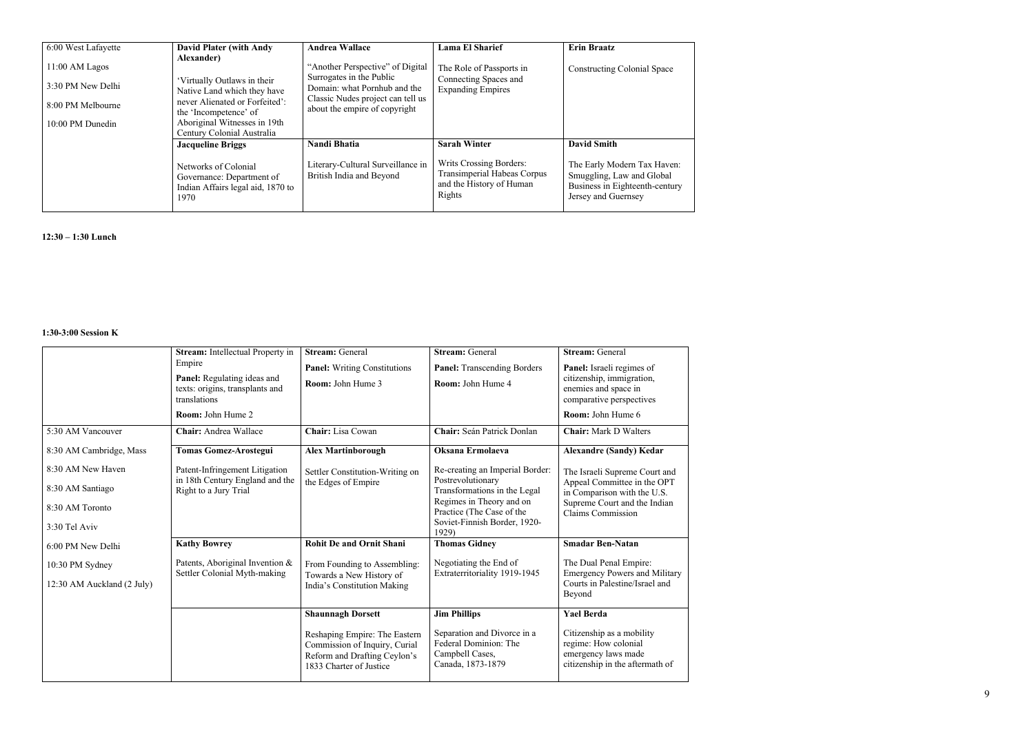| | | | | |
|---|---|---|---|---|
| 6:00 West Lafayette<br>11:00 AM Lagos<br>3:30 PM New Delhi<br>8:00 PM Melbourne<br>10:00 PM Dunedin | **David Plater (with Andy Alexander)**<br>'Virtually Outlaws in their Native Land which they have never Alienated or Forfeited': the 'Incompetence' of Aboriginal Witnesses in 19th Century Colonial Australia | **Andrea Wallace**<br>"Another Perspective" of Digital Surrogates in the Public Domain: what Pornhub and the Classic Nudes project can tell us about the empire of copyright | **Lama El Sharief**<br>The Role of Passports in Connecting Spaces and Expanding Empires | **Erin Braatz**<br>Constructing Colonial Space |
| | **Jacqueline Briggs**<br>Networks of Colonial Governance: Department of Indian Affairs legal aid, 1870 to 1970 | **Nandi Bhatia**<br>Literary-Cultural Surveillance in British India and Beyond | **Sarah Winter**<br>Writs Crossing Borders: Transimperial Habeas Corpus and the History of Human Rights | **David Smith**<br>The Early Modern Tax Haven: Smuggling, Law and Global Business in Eighteenth-century Jersey and Guernsey |

**12:30 – 1:30 Lunch**

**1:30-3:00 Session K**

| | | | | |
|---|---|---|---|---|
| | **Stream:** Intellectual Property in Empire<br>**Panel:** Regulating ideas and texts: origins, transplants and translations<br>**Room:** John Hume 2 | **Stream:** General<br>**Panel:** Writing Constitutions<br>**Room:** John Hume 3 | **Stream:** General<br>**Panel:** Transcending Borders<br>**Room:** John Hume 4 | **Stream:** General<br>**Panel:** Israeli regimes of citizenship, immigration, enemies and space in comparative perspectives<br>**Room:** John Hume 6 |
| 5:30 AM Vancouver | **Chair:** Andrea Wallace | **Chair:** Lisa Cowan | **Chair:** Seán Patrick Donlan | **Chair:** Mark D Walters |
| 8:30 AM Cambridge, Mass<br>8:30 AM New Haven<br>8:30 AM Santiago<br>8:30 AM Toronto<br>3:30 Tel Aviv | **Tomas Gomez-Arostegui**<br>Patent-Infringement Litigation in 18th Century England and the Right to a Jury Trial | **Alex Martinborough**<br>Settler Constitution-Writing on the Edges of Empire | **Oksana Ermolaeva**<br>Re-creating an Imperial Border: Postrevolutionary Transformations in the Legal Regimes in Theory and on Practice (The Case of the Soviet-Finnish Border, 1920-1929) | **Alexandre (Sandy) Kedar**<br>The Israeli Supreme Court and Appeal Committee in the OPT in Comparison with the U.S. Supreme Court and the Indian Claims Commission |
| 6:00 PM New Delhi<br>10:30 PM Sydney<br>12:30 AM Auckland (2 July) | **Kathy Bowrey**<br>Patents, Aboriginal Invention & Settler Colonial Myth-making | **Rohit De and Ornit Shani**<br>From Founding to Assembling: Towards a New History of India's Constitution Making | **Thomas Gidney**<br>Negotiating the End of Extraterritoriality 1919-1945 | **Smadar Ben-Natan**<br>The Dual Penal Empire: Emergency Powers and Military Courts in Palestine/Israel and Beyond |
| | | **Shaunnagh Dorsett**<br>Reshaping Empire: The Eastern Commission of Inquiry, Curial Reform and Drafting Ceylon's 1833 Charter of Justice | **Jim Phillips**<br>Separation and Divorce in a Federal Dominion: The Campbell Cases, Canada, 1873-1879 | **Yael Berda**<br>Citizenship as a mobility regime: How colonial emergency laws made citizenship in the aftermath of |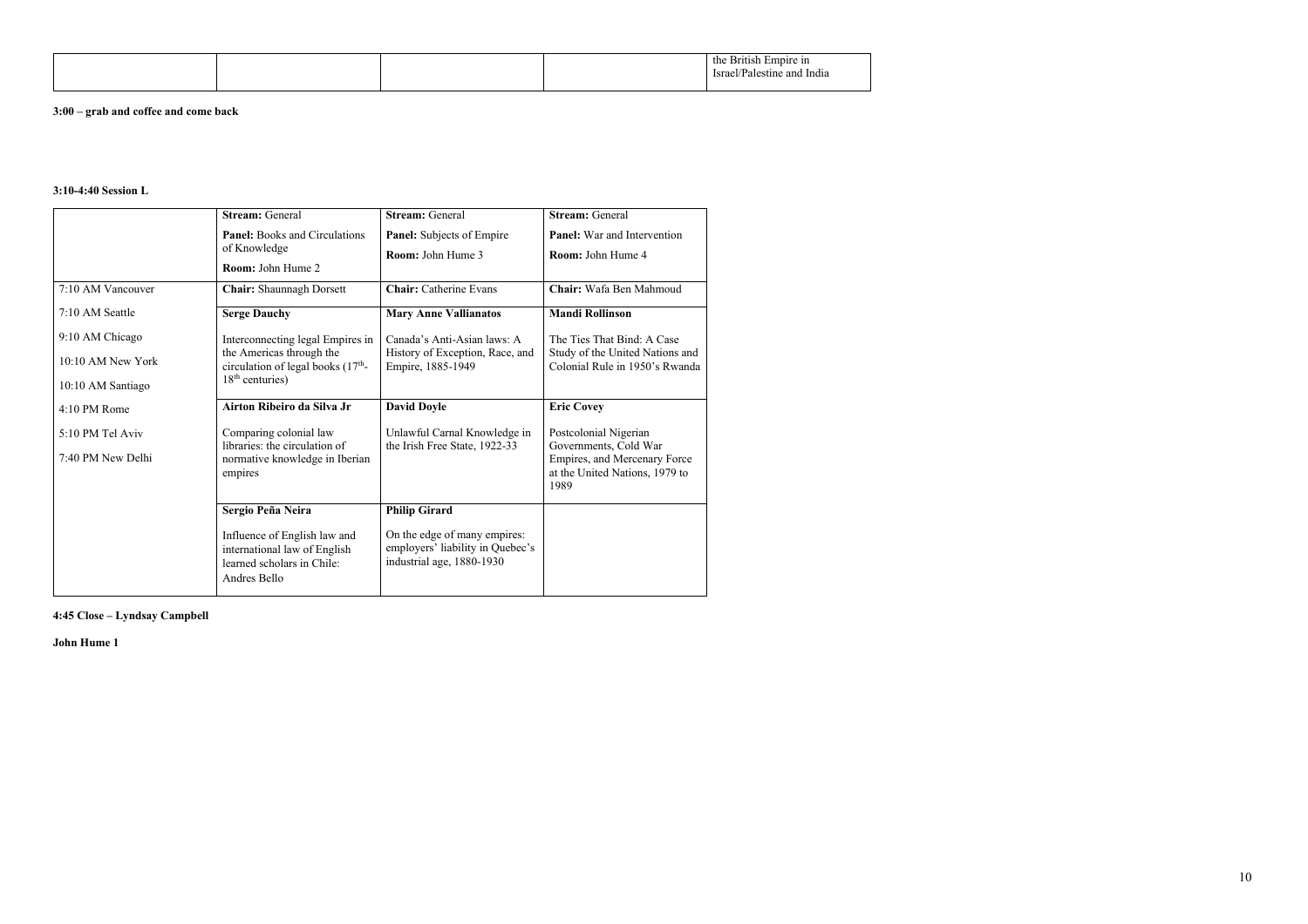| | | | | |
|---|---|---|---|---|
| | | | | the British Empire in Israel/Palestine and India |

**3:00 – grab and coffee and come back**

**3:10-4:40 Session L**

| | **Stream:** General<br>**Panel:** Books and Circulations of Knowledge<br>**Room:** John Hume 2 | **Stream:** General<br>**Panel:** Subjects of Empire<br>**Room:** John Hume 3 | **Stream:** General<br>**Panel:** War and Intervention<br>**Room:** John Hume 4 |
|---|---|---|---|
| 7:10 AM Vancouver<br>7:10 AM Seattle<br>9:10 AM Chicago<br>10:10 AM New York<br>10:10 AM Santiago<br>4:10 PM Rome<br>5:10 PM Tel Aviv<br>7:40 PM New Delhi | **Chair:** Shaunnagh Dorsett | **Chair:** Catherine Evans | **Chair:** Wafa Ben Mahmoud |
| | **Serge Dauchy**<br>Interconnecting legal Empires in the Americas through the circulation of legal books (17th-18th centuries) | **Mary Anne Vallianatos**<br>Canada's Anti-Asian laws: A History of Exception, Race, and Empire, 1885-1949 | **Mandi Rollinson**<br>The Ties That Bind: A Case Study of the United Nations and Colonial Rule in 1950's Rwanda |
| | **Airton Ribeiro da Silva Jr**<br>Comparing colonial law libraries: the circulation of normative knowledge in Iberian empires | **David Doyle**<br>Unlawful Carnal Knowledge in the Irish Free State, 1922-33 | **Eric Covey**<br>Postcolonial Nigerian Governments, Cold War Empires, and Mercenary Force at the United Nations, 1979 to 1989 |
| | **Sergio Peña Neira**<br>Influence of English law and international law of English learned scholars in Chile: Andres Bello | **Philip Girard**<br>On the edge of many empires: employers' liability in Quebec's industrial age, 1880-1930 | |

**4:45 Close – Lyndsay Campbell**

**John Hume 1**